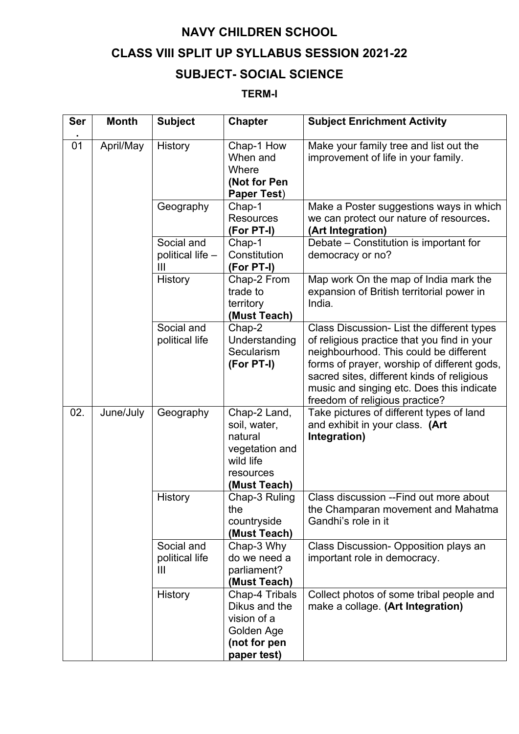# NAVY CHILDREN SCHOOL

## CLASS VIII SPLIT UP SYLLABUS SESSION 2021-22

## SUBJECT- SOCIAL SCIENCE

### TERM-I

| Ser. | Month | Subject | Chapter | Subject Enrichment Activity |
|---|---|---|---|---|
| 01 | April/May | History | Chap-1 How When and Where **(Not for Pen Paper Test)** | Make your family tree and list out the improvement of life in your family. |
| | | Geography | Chap-1 Resources **(For PT-I)** | Make a Poster suggestions ways in which we can protect our nature of resources**.** **(Art Integration)** |
| | | Social and political life – III | Chap-1 Constitution **(For PT-I)** | Debate – Constitution is important for democracy or no? |
| | | History | Chap-2 From trade to territory **(Must Teach)** | Map work On the map of India mark the expansion of British territorial power in India. |
| | | Social and political life | Chap-2 Understanding Secularism **(For PT-I)** | Class Discussion- List the different types of religious practice that you find in your neighbourhood. This could be different forms of prayer, worship of different gods, sacred sites, different kinds of religious music and singing etc. Does this indicate freedom of religious practice? |
| 02. | June/July | Geography | Chap-2 Land, soil, water, natural vegetation and wild life resources **(Must Teach)** | Take pictures of different types of land and exhibit in your class. **(Art Integration)** |
| | | History | Chap-3 Ruling the countryside **(Must Teach)** | Class discussion --Find out more about the Champaran movement and Mahatma Gandhi's role in it |
| | | Social and political life III | Chap-3 Why do we need a parliament? **(Must Teach)** | Class Discussion- Opposition plays an important role in democracy. |
| | | History | Chap-4 Tribals Dikus and the vision of a Golden Age **(not for pen paper test)** | Collect photos of some tribal people and make a collage. **(Art Integration)** |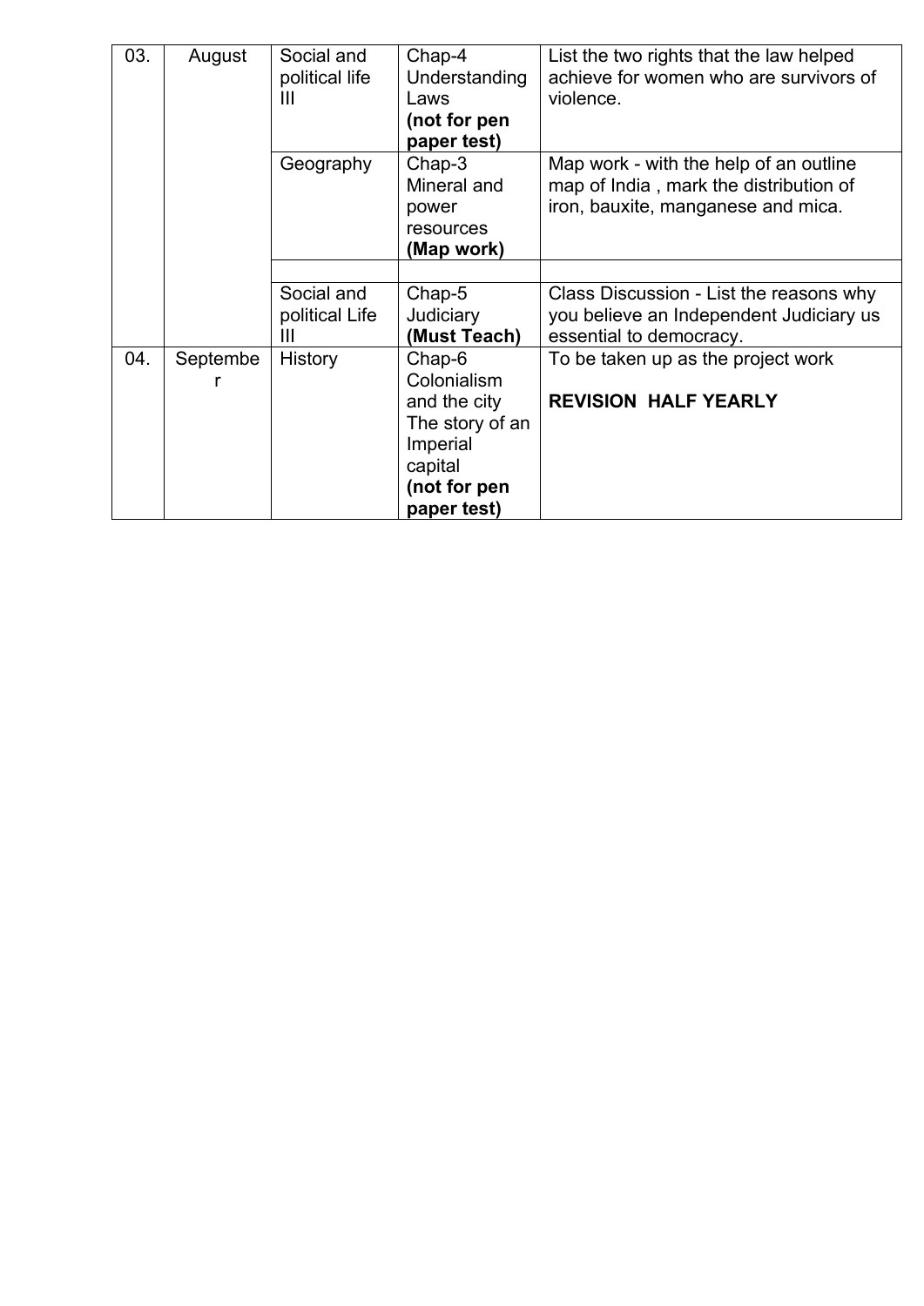| 03. | August | Social and political life III | Chap-4 Understanding Laws **(not for pen paper test)** | List the two rights that the law helped achieve for women who are survivors of violence. |
|---|---|---|---|---|
| | | Geography | Chap-3 Mineral and power resources **(Map work)** | Map work - with the help of an outline map of India , mark the distribution of iron, bauxite, manganese and mica. |
| | | | | |
| | | Social and political Life III | Chap-5 Judiciary **(Must Teach)** | Class Discussion - List the reasons why you believe an Independent Judiciary us essential to democracy. |
| 04. | September | History | Chap-6 Colonialism and the city The story of an Imperial capital **(not for pen paper test)** | To be taken up as the project work<br><br>**REVISION HALF YEARLY** |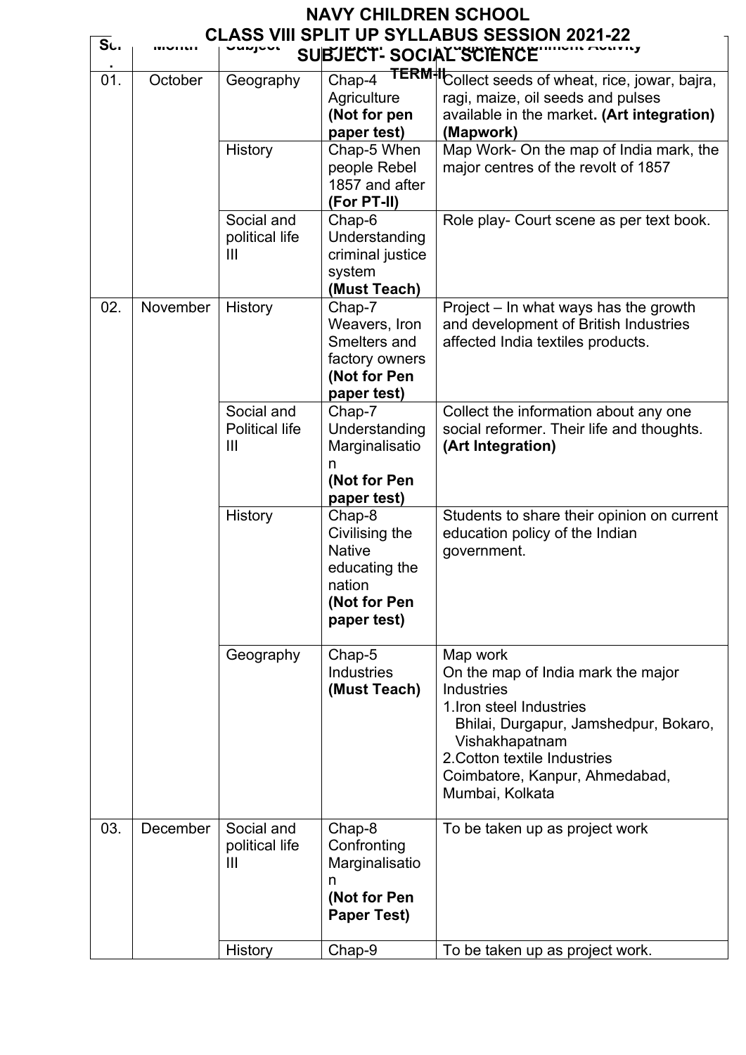# NAVY CHILDREN SCHOOL
## CLASS VIII SPLIT UP SYLLABUS SESSION 2021-22
## SUBJECT- SOCIAL SCIENCE
### TERM-II

| Sr. No. | Month | Subject | Chapter | Subject Enrichment Activity |
|---|---|---|---|---|
| 01. | October | Geography | Chap-4 Agriculture **(Not for pen paper test)** | Collect seeds of wheat, rice, jowar, bajra, ragi, maize, oil seeds and pulses available in the market**. (Art integration) (Mapwork)** |
| | | History | Chap-5 When people Rebel 1857 and after **(For PT-II)** | Map Work- On the map of India mark, the major centres of the revolt of 1857 |
| | | Social and political life III | Chap-6 Understanding criminal justice system **(Must Teach)** | Role play- Court scene as per text book. |
| 02. | November | History | Chap-7 Weavers, Iron Smelters and factory owners **(Not for Pen paper test)** | Project – In what ways has the growth and development of British Industries affected India textiles products. |
| | | Social and Political life III | Chap-7 Understanding Marginalisation **(Not for Pen paper test)** | Collect the information about any one social reformer. Their life and thoughts. **(Art Integration)** |
| | | History | Chap-8 Civilising the Native educating the nation **(Not for Pen paper test)** | Students to share their opinion on current education policy of the Indian government. |
| | | Geography | Chap-5 Industries **(Must Teach)** | Map work<br>On the map of India mark the major Industries<br>1.Iron steel Industries<br>Bhilai, Durgapur, Jamshedpur, Bokaro, Vishakhapatnam<br>2.Cotton textile Industries<br>Coimbatore, Kanpur, Ahmedabad, Mumbai, Kolkata |
| 03. | December | Social and political life III | Chap-8 Confronting Marginalisation **(Not for Pen Paper Test)** | To be taken up as project work |
| | | History | Chap-9 | To be taken up as project work. |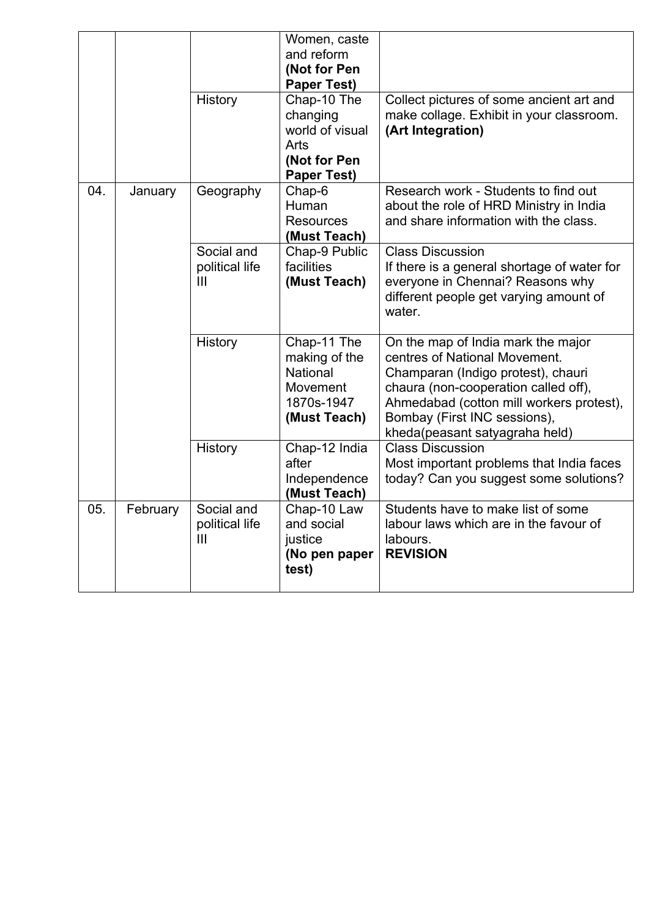| | | | | |
|---|---|---|---|---|
| | | | Women, caste and reform **(Not for Pen Paper Test)** | |
| | | History | Chap-10 The changing world of visual Arts **(Not for Pen Paper Test)** | Collect pictures of some ancient art and make collage. Exhibit in your classroom. **(Art Integration)** |
| 04. | January | Geography | Chap-6 Human Resources **(Must Teach)** | Research work - Students to find out about the role of HRD Ministry in India and share information with the class. |
| | | Social and political life III | Chap-9 Public facilities **(Must Teach)** | Class Discussion<br>If there is a general shortage of water for everyone in Chennai? Reasons why different people get varying amount of water. |
| | | History | Chap-11 The making of the National Movement 1870s-1947 **(Must Teach)** | On the map of India mark the major centres of National Movement. Champaran (Indigo protest), chauri chaura (non-cooperation called off), Ahmedabad (cotton mill workers protest), Bombay (First INC sessions), kheda(peasant satyagraha held) |
| | | History | Chap-12 India after Independence **(Must Teach)** | Class Discussion<br>Most important problems that India faces today? Can you suggest some solutions? |
| 05. | February | Social and political life III | Chap-10 Law and social justice **(No pen paper test)** | Students have to make list of some labour laws which are in the favour of labours.<br>**REVISION** |